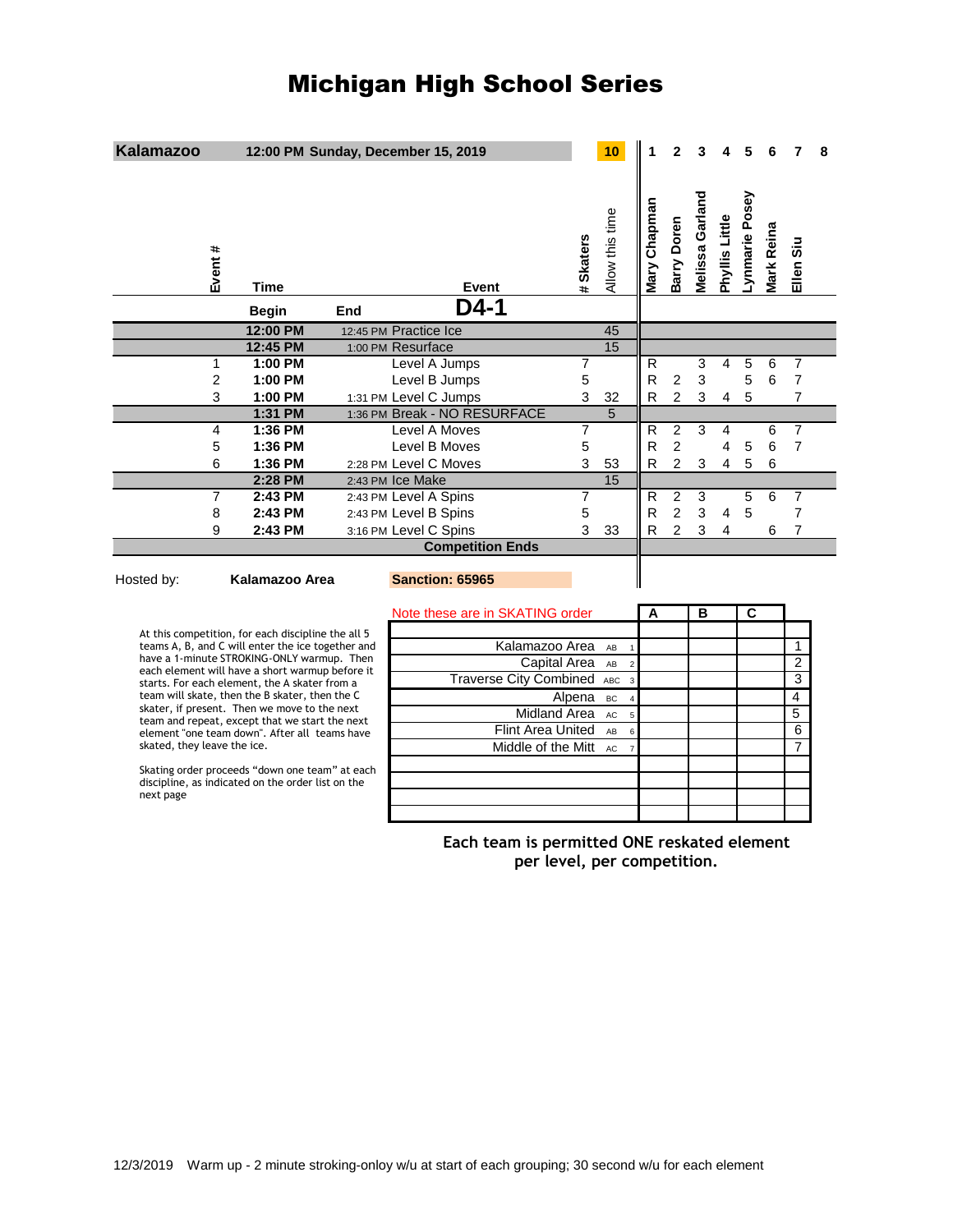# Michigan High School Series

| Kalamazoo | 12:00 PM Sunday, December 15, 2019 | | | | 10 | 1 | 2 | 3 | 4 | 5 | 6 | 7 | 8 |
|---|---|---|---|---|---|---|---|---|---|---|---|---|---|
| Event # | Time | | Event | # Skaters | Allow this time | Mary Chapman | Barry Doren | Melissa Garland | Phyllis Little | Lynmarie Posey | Mark Reina | Ellen Siu | |
| | Begin | End | D4-1 | | | | | | | | | | |
| | 12:00 PM | 12:45 PM | Practice Ice | | 45 | | | | | | | | |
| | 12:45 PM | 1:00 PM | Resurface | | 15 | | | | | | | | |
| 1 | 1:00 PM | | Level A Jumps | 7 | | R | | 3 | 4 | 5 | 6 | 7 | |
| 2 | 1:00 PM | | Level B Jumps | 5 | | R | 2 | 3 | | 5 | 6 | 7 | |
| 3 | 1:00 PM | 1:31 PM | Level C Jumps | 3 | 32 | R | 2 | 3 | 4 | 5 | | 7 | |
| | 1:31 PM | 1:36 PM | Break - NO RESURFACE | | 5 | | | | | | | | |
| 4 | 1:36 PM | | Level A Moves | 7 | | R | 2 | 3 | 4 | | 6 | 7 | |
| 5 | 1:36 PM | | Level B Moves | 5 | | R | 2 | | 4 | 5 | 6 | 7 | |
| 6 | 1:36 PM | 2:28 PM | Level C Moves | 3 | 53 | R | 2 | 3 | 4 | 5 | 6 | | |
| | 2:28 PM | 2:43 PM | Ice Make | | 15 | | | | | | | | |
| 7 | 2:43 PM | 2:43 PM | Level A Spins | 7 | | R | 2 | 3 | | 5 | 6 | 7 | |
| 8 | 2:43 PM | 2:43 PM | Level B Spins | 5 | | R | 2 | 3 | 4 | 5 | | 7 | |
| 9 | 2:43 PM | 3:16 PM | Level C Spins | 3 | 33 | R | 2 | 3 | 4 | | 6 | 7 | |
| | | | Competition Ends | | | | | | | | | | |

Hosted by: **Kalamazoo Area** **Sanction: 65965**

At this competition, for each discipline the all 5 teams A, B, and C will enter the ice together and have a 1-minute STROKING-ONLY warmup. Then each element will have a short warmup before it starts. For each element, the A skater from a team will skate, then the B skater, then the C skater, if present. Then we move to the next team and repeat, except that we start the next element "one team down". After all teams have skated, they leave the ice.

Skating order proceeds "down one team" at each discipline, as indicated on the order list on the next page

| Note these are in SKATING order | | | A | B | C | |
|---|---|---|---|---|---|---|
| Kalamazoo Area | AB | 1 | | | | 1 |
| Capital Area | AB | 2 | | | | 2 |
| Traverse City Combined | ABC | 3 | | | | 3 |
| Alpena | BC | 4 | | | | 4 |
| Midland Area | AC | 5 | | | | 5 |
| Flint Area United | AB | 6 | | | | 6 |
| Middle of the Mitt | AC | 7 | | | | 7 |

**Each team is permitted ONE reskated element per level, per competition.**

12/3/2019 Warm up - 2 minute stroking-onloy w/u at start of each grouping; 30 second w/u for each element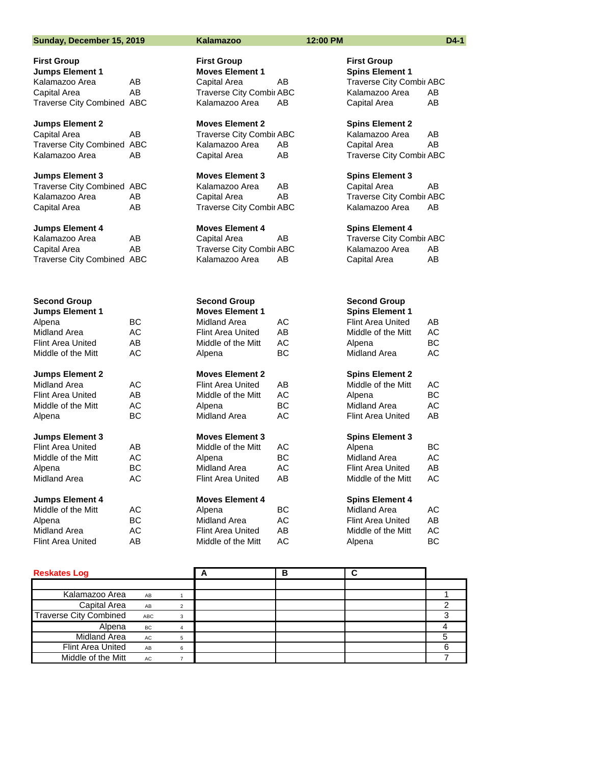**Sunday, December 15, 2019** | **Kalamazoo** | **12:00 PM** | **D4-1**

### First Group

| Jumps Element 1 | | Moves Element 1 | | Spins Element 1 | |
|---|---|---|---|---|---|
| Kalamazoo Area | AB | Capital Area | AB | Traverse City Combi | ABC |
| Capital Area | AB | Traverse City Combi | ABC | Kalamazoo Area | AB |
| Traverse City Combined | ABC | Kalamazoo Area | AB | Capital Area | AB |

| Jumps Element 2 | | Moves Element 2 | | Spins Element 2 | |
|---|---|---|---|---|---|
| Capital Area | AB | Traverse City Combi | ABC | Kalamazoo Area | AB |
| Traverse City Combined | ABC | Kalamazoo Area | AB | Capital Area | AB |
| Kalamazoo Area | AB | Capital Area | AB | Traverse City Combi | ABC |

| Jumps Element 3 | | Moves Element 3 | | Spins Element 3 | |
|---|---|---|---|---|---|
| Traverse City Combined | ABC | Kalamazoo Area | AB | Capital Area | AB |
| Kalamazoo Area | AB | Capital Area | AB | Traverse City Combi | ABC |
| Capital Area | AB | Traverse City Combi | ABC | Kalamazoo Area | AB |

| Jumps Element 4 | | Moves Element 4 | | Spins Element 4 | |
|---|---|---|---|---|---|
| Kalamazoo Area | AB | Capital Area | AB | Traverse City Combi | ABC |
| Capital Area | AB | Traverse City Combi | ABC | Kalamazoo Area | AB |
| Traverse City Combined | ABC | Kalamazoo Area | AB | Capital Area | AB |

### Second Group

| Jumps Element 1 | | Moves Element 1 | | Spins Element 1 | |
|---|---|---|---|---|---|
| Alpena | BC | Midland Area | AC | Flint Area United | AB |
| Midland Area | AC | Flint Area United | AB | Middle of the Mitt | AC |
| Flint Area United | AB | Middle of the Mitt | AC | Alpena | BC |
| Middle of the Mitt | AC | Alpena | BC | Midland Area | AC |

| Jumps Element 2 | | Moves Element 2 | | Spins Element 2 | |
|---|---|---|---|---|---|
| Midland Area | AC | Flint Area United | AB | Middle of the Mitt | AC |
| Flint Area United | AB | Middle of the Mitt | AC | Alpena | BC |
| Middle of the Mitt | AC | Alpena | BC | Midland Area | AC |
| Alpena | BC | Midland Area | AC | Flint Area United | AB |

| Jumps Element 3 | | Moves Element 3 | | Spins Element 3 | |
|---|---|---|---|---|---|
| Flint Area United | AB | Middle of the Mitt | AC | Alpena | BC |
| Middle of the Mitt | AC | Alpena | BC | Midland Area | AC |
| Alpena | BC | Midland Area | AC | Flint Area United | AB |
| Midland Area | AC | Flint Area United | AB | Middle of the Mitt | AC |

| Jumps Element 4 | | Moves Element 4 | | Spins Element 4 | |
|---|---|---|---|---|---|
| Middle of the Mitt | AC | Alpena | BC | Midland Area | AC |
| Alpena | BC | Midland Area | AC | Flint Area United | AB |
| Midland Area | AC | Flint Area United | AB | Middle of the Mitt | AC |
| Flint Area United | AB | Middle of the Mitt | AC | Alpena | BC |

### Reskates Log

| | | | A | B | C | |
|---|---|---|---|---|---|---|
| Kalamazoo Area | AB | 1 | | | | 1 |
| Capital Area | AB | 2 | | | | 2 |
| Traverse City Combined | ABC | 3 | | | | 3 |
| Alpena | BC | 4 | | | | 4 |
| Midland Area | AC | 5 | | | | 5 |
| Flint Area United | AB | 6 | | | | 6 |
| Middle of the Mitt | AC | 7 | | | | 7 |